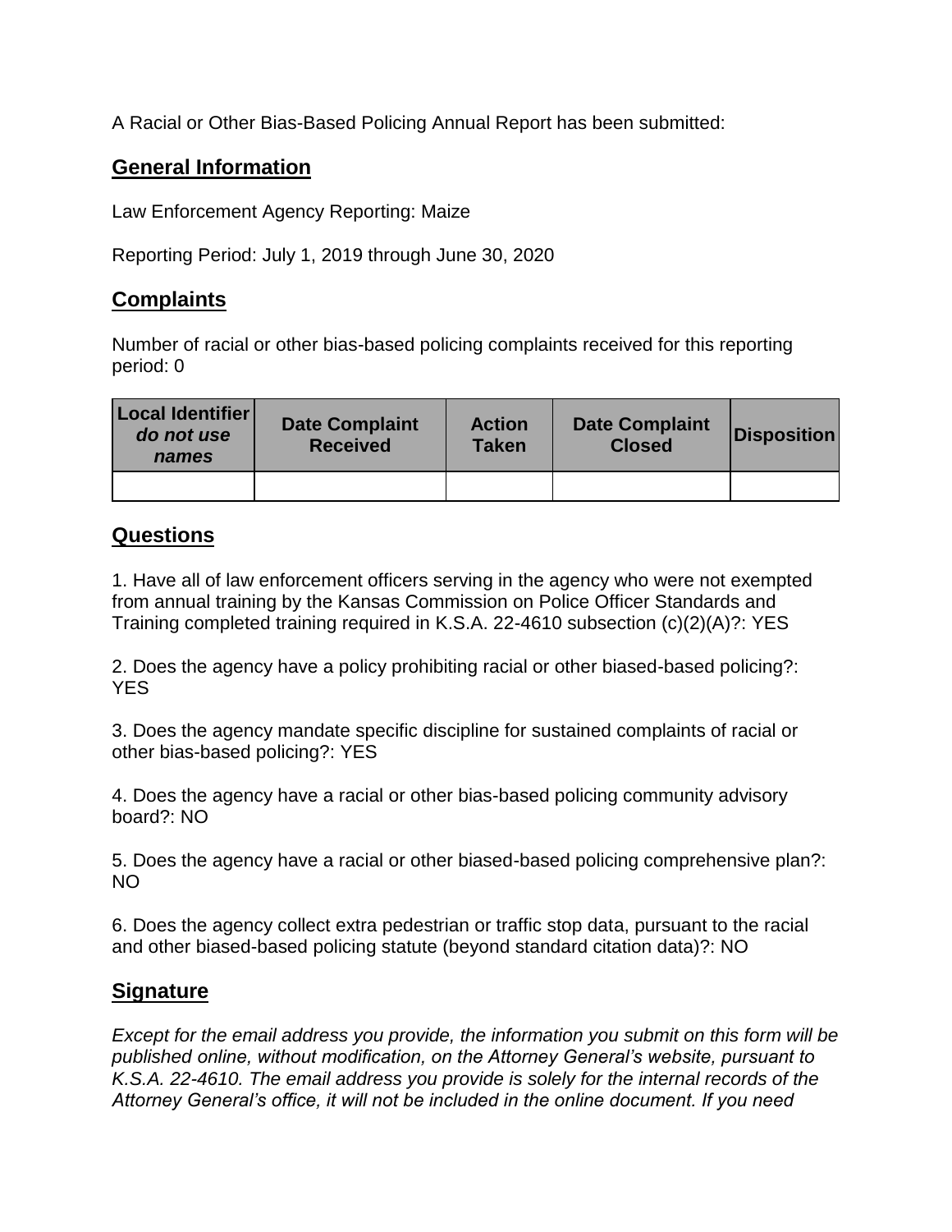A Racial or Other Bias-Based Policing Annual Report has been submitted:

## General Information

Law Enforcement Agency Reporting: Maize

Reporting Period: July 1, 2019 through June 30, 2020

## Complaints

Number of racial or other bias-based policing complaints received for this reporting period: 0

| Local Identifier *do not use names* | Date Complaint Received | Action Taken | Date Complaint Closed | Disposition |
|---|---|---|---|---|
| | | | | |

## Questions

1. Have all of law enforcement officers serving in the agency who were not exempted from annual training by the Kansas Commission on Police Officer Standards and Training completed training required in K.S.A. 22-4610 subsection (c)(2)(A)?: YES

2. Does the agency have a policy prohibiting racial or other biased-based policing?: YES

3. Does the agency mandate specific discipline for sustained complaints of racial or other bias-based policing?: YES

4. Does the agency have a racial or other bias-based policing community advisory board?: NO

5. Does the agency have a racial or other biased-based policing comprehensive plan?: NO

6. Does the agency collect extra pedestrian or traffic stop data, pursuant to the racial and other biased-based policing statute (beyond standard citation data)?: NO

## Signature

*Except for the email address you provide, the information you submit on this form will be published online, without modification, on the Attorney General's website, pursuant to K.S.A. 22-4610. The email address you provide is solely for the internal records of the Attorney General's office, it will not be included in the online document. If you need*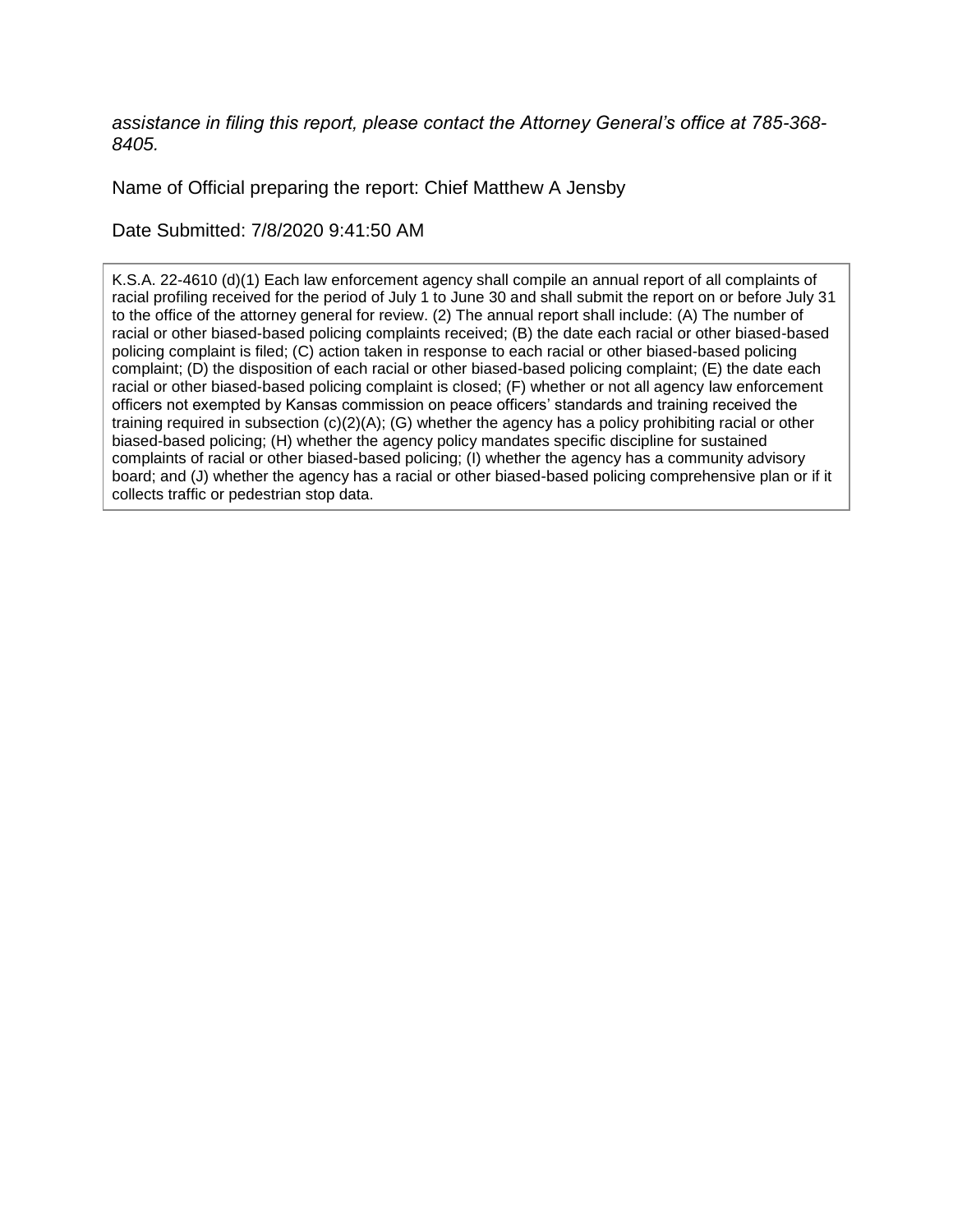*assistance in filing this report, please contact the Attorney General's office at 785-368-8405.*

Name of Official preparing the report: Chief Matthew A Jensby

Date Submitted: 7/8/2020 9:41:50 AM

K.S.A. 22-4610 (d)(1) Each law enforcement agency shall compile an annual report of all complaints of racial profiling received for the period of July 1 to June 30 and shall submit the report on or before July 31 to the office of the attorney general for review. (2) The annual report shall include: (A) The number of racial or other biased-based policing complaints received; (B) the date each racial or other biased-based policing complaint is filed; (C) action taken in response to each racial or other biased-based policing complaint; (D) the disposition of each racial or other biased-based policing complaint; (E) the date each racial or other biased-based policing complaint is closed; (F) whether or not all agency law enforcement officers not exempted by Kansas commission on peace officers' standards and training received the training required in subsection (c)(2)(A); (G) whether the agency has a policy prohibiting racial or other biased-based policing; (H) whether the agency policy mandates specific discipline for sustained complaints of racial or other biased-based policing; (I) whether the agency has a community advisory board; and (J) whether the agency has a racial or other biased-based policing comprehensive plan or if it collects traffic or pedestrian stop data.